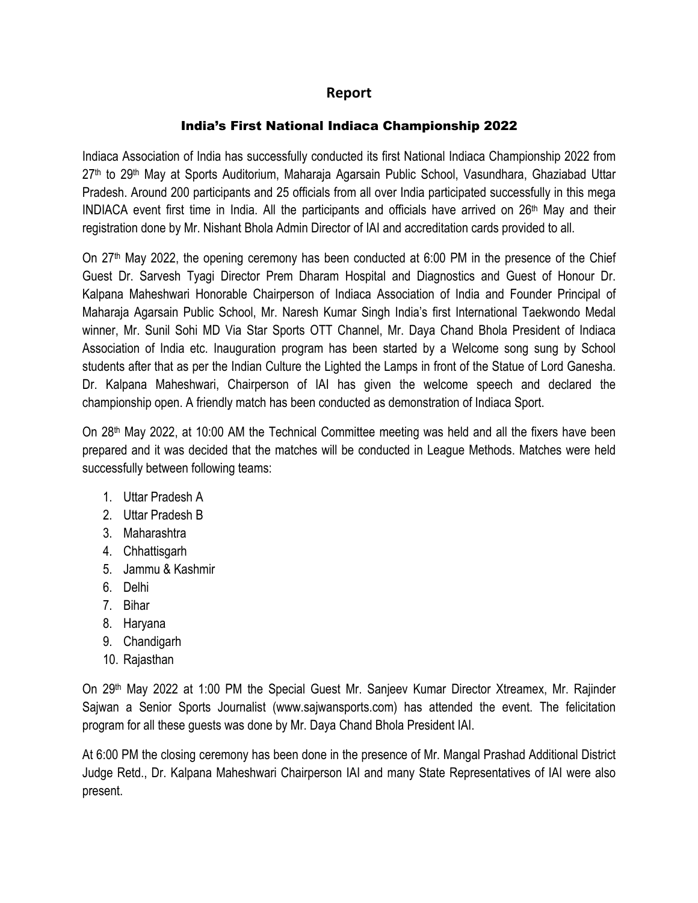# Report

## India's First National Indiaca Championship 2022

Indiaca Association of India has successfully conducted its first National Indiaca Championship 2022 from 27th to 29th May at Sports Auditorium, Maharaja Agarsain Public School, Vasundhara, Ghaziabad Uttar Pradesh. Around 200 participants and 25 officials from all over India participated successfully in this mega INDIACA event first time in India. All the participants and officials have arrived on 26th May and their registration done by Mr. Nishant Bhola Admin Director of IAI and accreditation cards provided to all.

On 27th May 2022, the opening ceremony has been conducted at 6:00 PM in the presence of the Chief Guest Dr. Sarvesh Tyagi Director Prem Dharam Hospital and Diagnostics and Guest of Honour Dr. Kalpana Maheshwari Honorable Chairperson of Indiaca Association of India and Founder Principal of Maharaja Agarsain Public School, Mr. Naresh Kumar Singh India's first International Taekwondo Medal winner, Mr. Sunil Sohi MD Via Star Sports OTT Channel, Mr. Daya Chand Bhola President of Indiaca Association of India etc. Inauguration program has been started by a Welcome song sung by School students after that as per the Indian Culture the Lighted the Lamps in front of the Statue of Lord Ganesha. Dr. Kalpana Maheshwari, Chairperson of IAI has given the welcome speech and declared the championship open. A friendly match has been conducted as demonstration of Indiaca Sport.

On 28th May 2022, at 10:00 AM the Technical Committee meeting was held and all the fixers have been prepared and it was decided that the matches will be conducted in League Methods. Matches were held successfully between following teams:

1. Uttar Pradesh A
2. Uttar Pradesh B
3. Maharashtra
4. Chhattisgarh
5. Jammu & Kashmir
6. Delhi
7. Bihar
8. Haryana
9. Chandigarh
10. Rajasthan

On 29th May 2022 at 1:00 PM the Special Guest Mr. Sanjeev Kumar Director Xtreamex, Mr. Rajinder Sajwan a Senior Sports Journalist (www.sajwansports.com) has attended the event. The felicitation program for all these guests was done by Mr. Daya Chand Bhola President IAI.

At 6:00 PM the closing ceremony has been done in the presence of Mr. Mangal Prashad Additional District Judge Retd., Dr. Kalpana Maheshwari Chairperson IAI and many State Representatives of IAI were also present.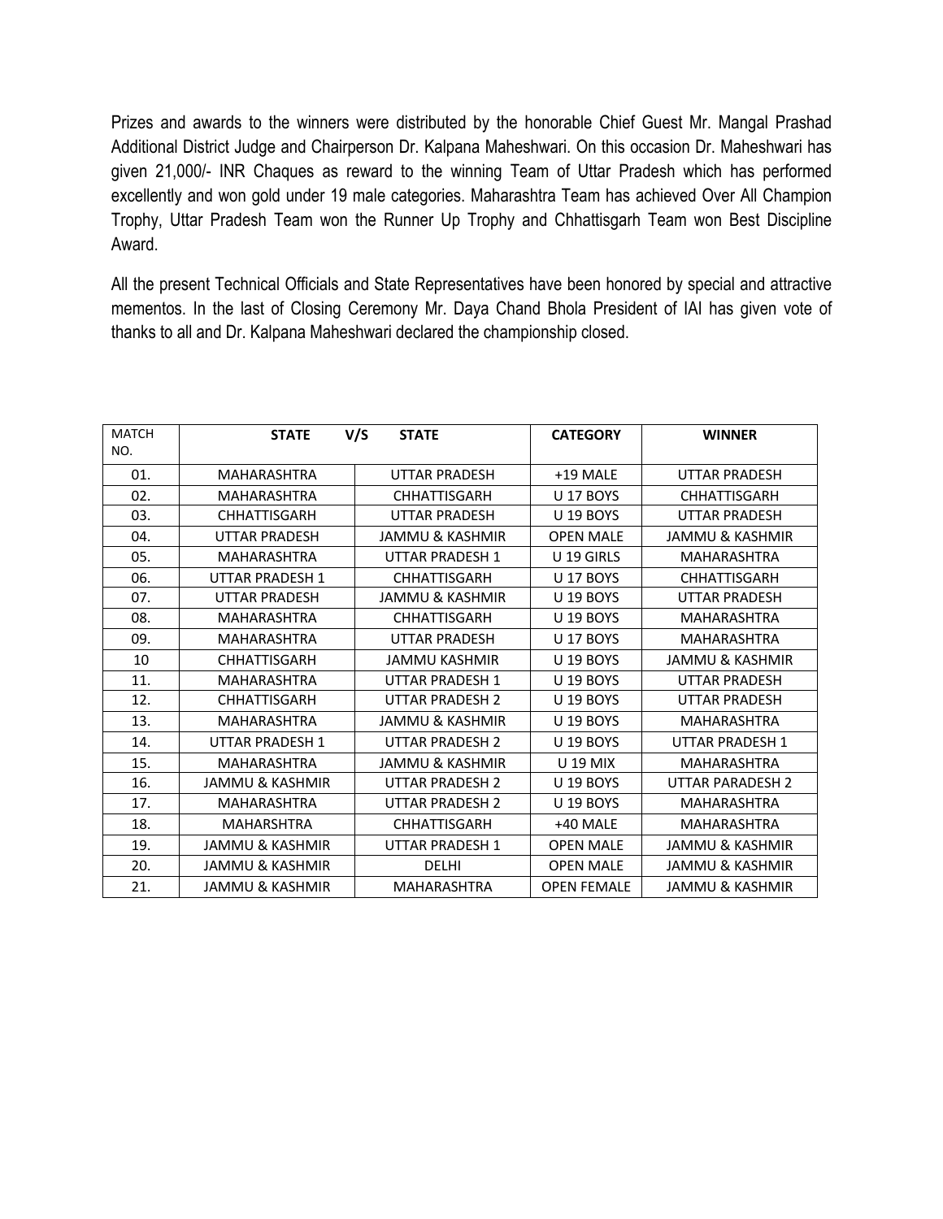Prizes and awards to the winners were distributed by the honorable Chief Guest Mr. Mangal Prashad Additional District Judge and Chairperson Dr. Kalpana Maheshwari. On this occasion Dr. Maheshwari has given 21,000/- INR Chaques as reward to the winning Team of Uttar Pradesh which has performed excellently and won gold under 19 male categories. Maharashtra Team has achieved Over All Champion Trophy, Uttar Pradesh Team won the Runner Up Trophy and Chhattisgarh Team won Best Discipline Award.

All the present Technical Officials and State Representatives have been honored by special and attractive mementos. In the last of Closing Ceremony Mr. Daya Chand Bhola President of IAI has given vote of thanks to all and Dr. Kalpana Maheshwari declared the championship closed.

| MATCH NO. | STATE V/S STATE | | CATEGORY | WINNER |
|---|---|---|---|---|
| 01. | MAHARASHTRA | UTTAR PRADESH | +19 MALE | UTTAR PRADESH |
| 02. | MAHARASHTRA | CHHATTISGARH | U 17 BOYS | CHHATTISGARH |
| 03. | CHHATTISGARH | UTTAR PRADESH | U 19 BOYS | UTTAR PRADESH |
| 04. | UTTAR PRADESH | JAMMU & KASHMIR | OPEN MALE | JAMMU & KASHMIR |
| 05. | MAHARASHTRA | UTTAR PRADESH 1 | U 19 GIRLS | MAHARASHTRA |
| 06. | UTTAR PRADESH 1 | CHHATTISGARH | U 17 BOYS | CHHATTISGARH |
| 07. | UTTAR PRADESH | JAMMU & KASHMIR | U 19 BOYS | UTTAR PRADESH |
| 08. | MAHARASHTRA | CHHATTISGARH | U 19 BOYS | MAHARASHTRA |
| 09. | MAHARASHTRA | UTTAR PRADESH | U 17 BOYS | MAHARASHTRA |
| 10 | CHHATTISGARH | JAMMU KASHMIR | U 19 BOYS | JAMMU & KASHMIR |
| 11. | MAHARASHTRA | UTTAR PRADESH 1 | U 19 BOYS | UTTAR PRADESH |
| 12. | CHHATTISGARH | UTTAR PRADESH 2 | U 19 BOYS | UTTAR PRADESH |
| 13. | MAHARASHTRA | JAMMU & KASHMIR | U 19 BOYS | MAHARASHTRA |
| 14. | UTTAR PRADESH 1 | UTTAR PRADESH 2 | U 19 BOYS | UTTAR PRADESH 1 |
| 15. | MAHARASHTRA | JAMMU & KASHMIR | U 19 MIX | MAHARASHTRA |
| 16. | JAMMU & KASHMIR | UTTAR PRADESH 2 | U 19 BOYS | UTTAR PARADESH 2 |
| 17. | MAHARASHTRA | UTTAR PRADESH 2 | U 19 BOYS | MAHARASHTRA |
| 18. | MAHARSHTRA | CHHATTISGARH | +40 MALE | MAHARASHTRA |
| 19. | JAMMU & KASHMIR | UTTAR PRADESH 1 | OPEN MALE | JAMMU & KASHMIR |
| 20. | JAMMU & KASHMIR | DELHI | OPEN MALE | JAMMU & KASHMIR |
| 21. | JAMMU & KASHMIR | MAHARASHTRA | OPEN FEMALE | JAMMU & KASHMIR |